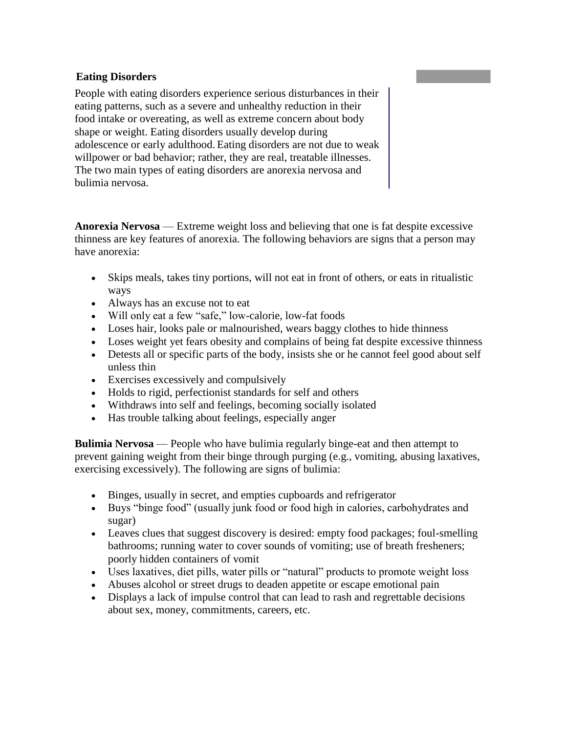## Eating Disorders

People with eating disorders experience serious disturbances in their eating patterns, such as a severe and unhealthy reduction in their food intake or overeating, as well as extreme concern about body shape or weight. Eating disorders usually develop during adolescence or early adulthood. Eating disorders are not due to weak willpower or bad behavior; rather, they are real, treatable illnesses. The two main types of eating disorders are anorexia nervosa and bulimia nervosa.

**Anorexia Nervosa** — Extreme weight loss and believing that one is fat despite excessive thinness are key features of anorexia. The following behaviors are signs that a person may have anorexia:

- Skips meals, takes tiny portions, will not eat in front of others, or eats in ritualistic ways
- Always has an excuse not to eat
- Will only eat a few "safe," low-calorie, low-fat foods
- Loses hair, looks pale or malnourished, wears baggy clothes to hide thinness
- Loses weight yet fears obesity and complains of being fat despite excessive thinness
- Detests all or specific parts of the body, insists she or he cannot feel good about self unless thin
- Exercises excessively and compulsively
- Holds to rigid, perfectionist standards for self and others
- Withdraws into self and feelings, becoming socially isolated
- Has trouble talking about feelings, especially anger

**Bulimia Nervosa** — People who have bulimia regularly binge-eat and then attempt to prevent gaining weight from their binge through purging (e.g., vomiting, abusing laxatives, exercising excessively). The following are signs of bulimia:

- Binges, usually in secret, and empties cupboards and refrigerator
- Buys "binge food" (usually junk food or food high in calories, carbohydrates and sugar)
- Leaves clues that suggest discovery is desired: empty food packages; foul-smelling bathrooms; running water to cover sounds of vomiting; use of breath fresheners; poorly hidden containers of vomit
- Uses laxatives, diet pills, water pills or "natural" products to promote weight loss
- Abuses alcohol or street drugs to deaden appetite or escape emotional pain
- Displays a lack of impulse control that can lead to rash and regrettable decisions about sex, money, commitments, careers, etc.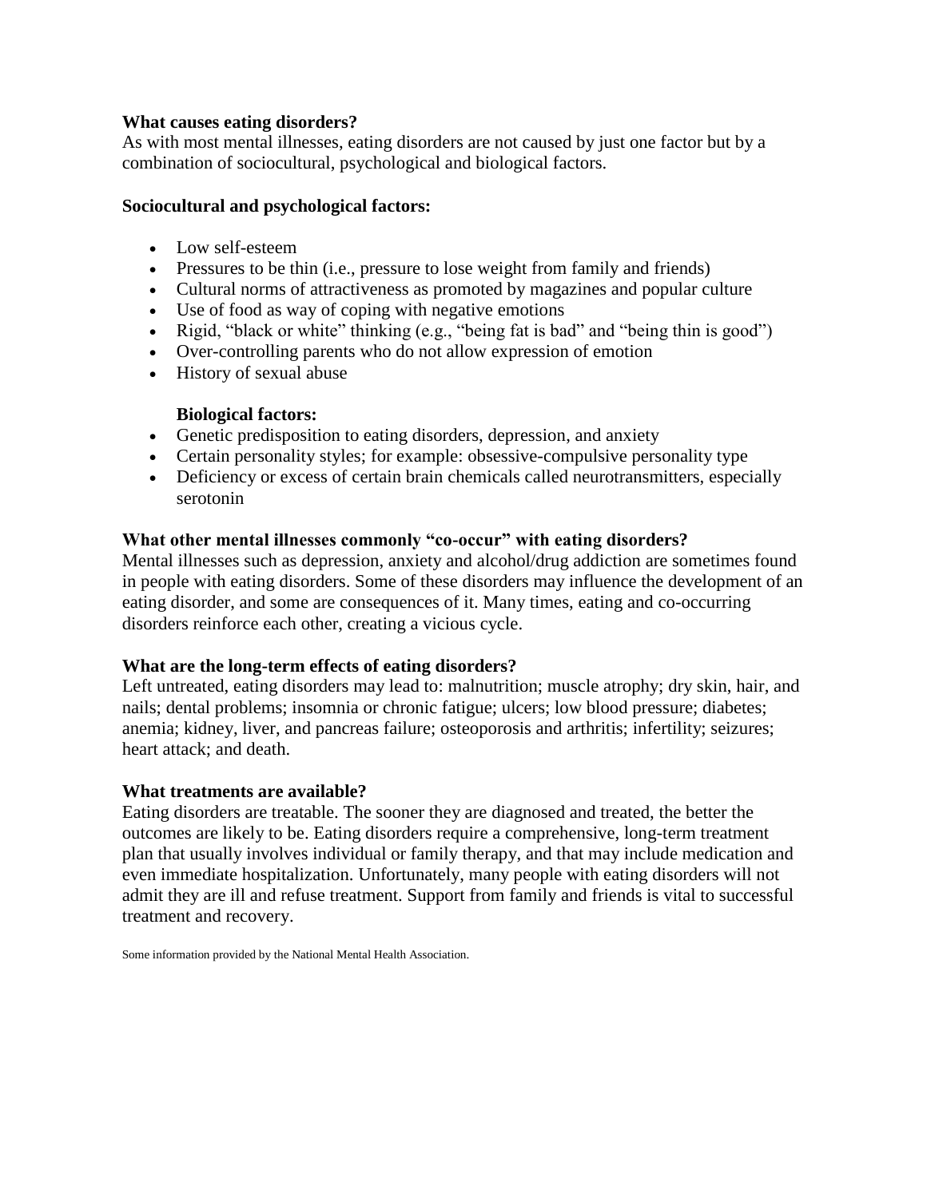**What causes eating disorders?**
As with most mental illnesses, eating disorders are not caused by just one factor but by a combination of sociocultural, psychological and biological factors.

**Sociocultural and psychological factors:**

- Low self-esteem
- Pressures to be thin (i.e., pressure to lose weight from family and friends)
- Cultural norms of attractiveness as promoted by magazines and popular culture
- Use of food as way of coping with negative emotions
- Rigid, "black or white" thinking (e.g., "being fat is bad" and "being thin is good")
- Over-controlling parents who do not allow expression of emotion
- History of sexual abuse

**Biological factors:**

- Genetic predisposition to eating disorders, depression, and anxiety
- Certain personality styles; for example: obsessive-compulsive personality type
- Deficiency or excess of certain brain chemicals called neurotransmitters, especially serotonin

**What other mental illnesses commonly "co-occur" with eating disorders?**
Mental illnesses such as depression, anxiety and alcohol/drug addiction are sometimes found in people with eating disorders. Some of these disorders may influence the development of an eating disorder, and some are consequences of it. Many times, eating and co-occurring disorders reinforce each other, creating a vicious cycle.

**What are the long-term effects of eating disorders?**
Left untreated, eating disorders may lead to: malnutrition; muscle atrophy; dry skin, hair, and nails; dental problems; insomnia or chronic fatigue; ulcers; low blood pressure; diabetes; anemia; kidney, liver, and pancreas failure; osteoporosis and arthritis; infertility; seizures; heart attack; and death.

**What treatments are available?**
Eating disorders are treatable. The sooner they are diagnosed and treated, the better the outcomes are likely to be. Eating disorders require a comprehensive, long-term treatment plan that usually involves individual or family therapy, and that may include medication and even immediate hospitalization. Unfortunately, many people with eating disorders will not admit they are ill and refuse treatment. Support from family and friends is vital to successful treatment and recovery.

Some information provided by the National Mental Health Association.